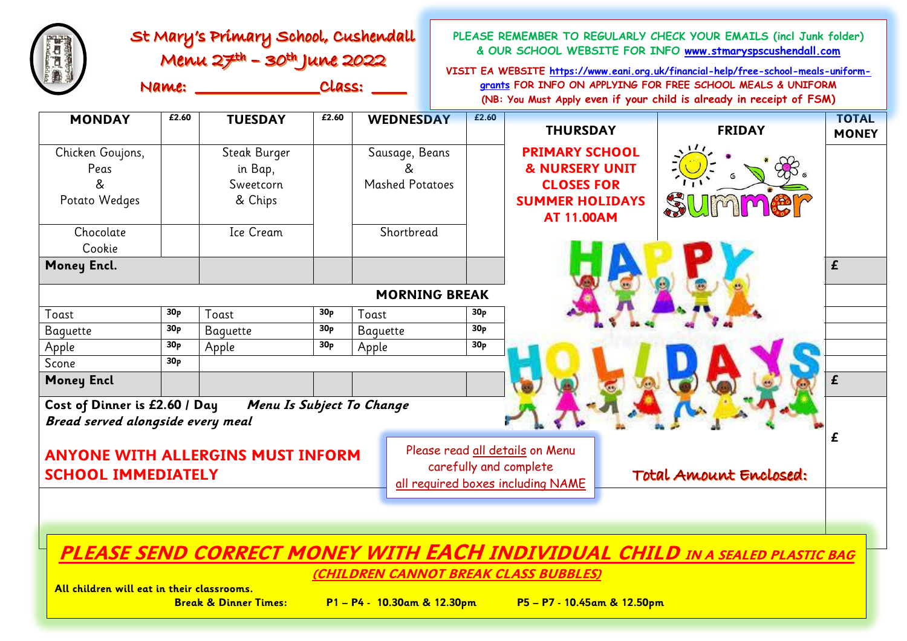# St Mary's Primary School, Cushendall

## Menu 27th – 30th June 2022

**Name:** ______________ **Class:** ____

PLEASE REMEMBER TO REGULARLY CHECK YOUR EMAILS (incl Junk folder) & OUR SCHOOL WEBSITE FOR INFO www.stmaryspscushendall.com

VISIT EA WEBSITE https://www.eani.org.uk/financial-help/free-school-meals-uniform-grants FOR INFO ON APPLYING FOR FREE SCHOOL MEALS & UNIFORM (NB: You Must Apply even if your child is already in receipt of FSM)

| MONDAY | £2.60 | TUESDAY | £2.60 | WEDNESDAY | £2.60 | THURSDAY | FRIDAY | TOTAL MONEY |
|---|---|---|---|---|---|---|---|---|
| Chicken Goujons, Peas & Potato Wedges | | Steak Burger in Bap, Sweetcorn & Chips | | Sausage, Beans & Mashed Potatoes | | **PRIMARY SCHOOL & NURSERY UNIT CLOSES FOR SUMMER HOLIDAYS AT 11.00AM** | Summer | |
| Chocolate Cookie | | Ice Cream | | Shortbread | | | | |
| **Money Encl.** | | | | | | | | £ |

**MORNING BREAK**

| | | | | | | TOTAL MONEY |
|---|---|---|---|---|---|---|
| Toast | 30p | Toast | 30p | Toast | 30p | |
| Baguette | 30p | Baguette | 30p | Baguette | 30p | |
| Apple | 30p | Apple | 30p | Apple | 30p | |
| Scone | 30p | | | | | |
| **Money Encl** | | | | | | £ |

HAPPY HOLIDAYS

**Cost of Dinner is £2.60 / Day** ***Menu Is Subject To Change***

***Bread served alongside every meal***

**ANYONE WITH ALLERGINS MUST INFORM SCHOOL IMMEDIATELY**

Please read all details on Menu carefully and complete all required boxes including NAME

**Total Amount Enclosed:** £

***PLEASE SEND CORRECT MONEY WITH EACH INDIVIDUAL CHILD IN A SEALED PLASTIC BAG***

***(CHILDREN CANNOT BREAK CLASS BUBBLES)***

**All children will eat in their classrooms.**

**Break & Dinner Times:** **P1 – P4 - 10.30am & 12.30pm** **P5 – P7 - 10.45am & 12.50pm**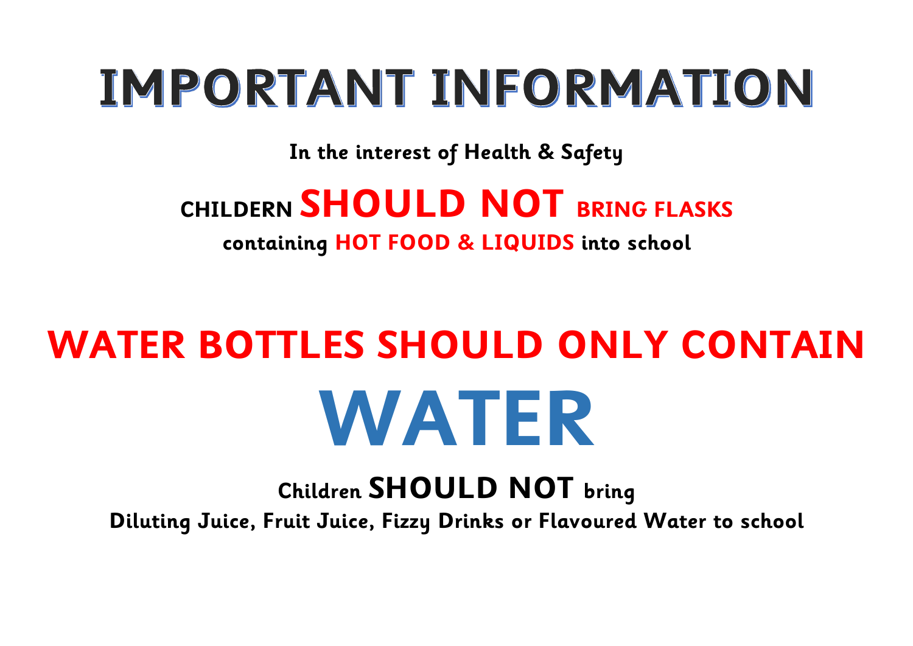# IMPORTANT INFORMATION

**In the interest of Health & Safety**

**CHILDERN SHOULD NOT BRING FLASKS**
**containing HOT FOOD & LIQUIDS into school**

## WATER BOTTLES SHOULD ONLY CONTAIN

# WATER

**Children SHOULD NOT bring**
**Diluting Juice, Fruit Juice, Fizzy Drinks or Flavoured Water to school**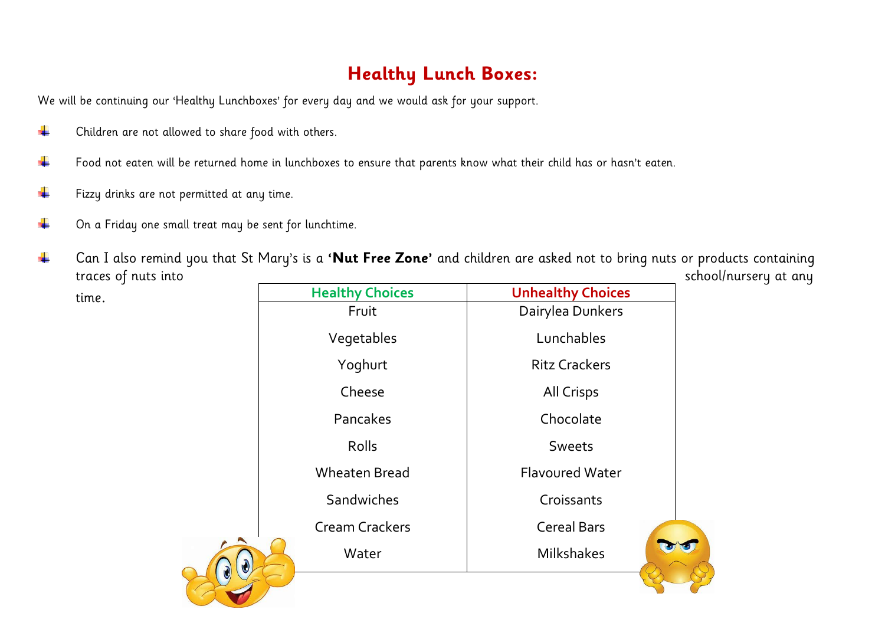## Healthy Lunch Boxes:

We will be continuing our 'Healthy Lunchboxes' for every day and we would ask for your support.

- Children are not allowed to share food with others.
- Food not eaten will be returned home in lunchboxes to ensure that parents know what their child has or hasn't eaten.
- Fizzy drinks are not permitted at any time.
- On a Friday one small treat may be sent for lunchtime.
- Can I also remind you that St Mary's is a **'Nut Free Zone'** and children are asked not to bring nuts or products containing traces of nuts into school/nursery at any time.

| Healthy Choices | Unhealthy Choices |
|---|---|
| Fruit | Dairylea Dunkers |
| Vegetables | Lunchables |
| Yoghurt | Ritz Crackers |
| Cheese | All Crisps |
| Pancakes | Chocolate |
| Rolls | Sweets |
| Wheaten Bread | Flavoured Water |
| Sandwiches | Croissants |
| Cream Crackers | Cereal Bars |
| Water | Milkshakes |